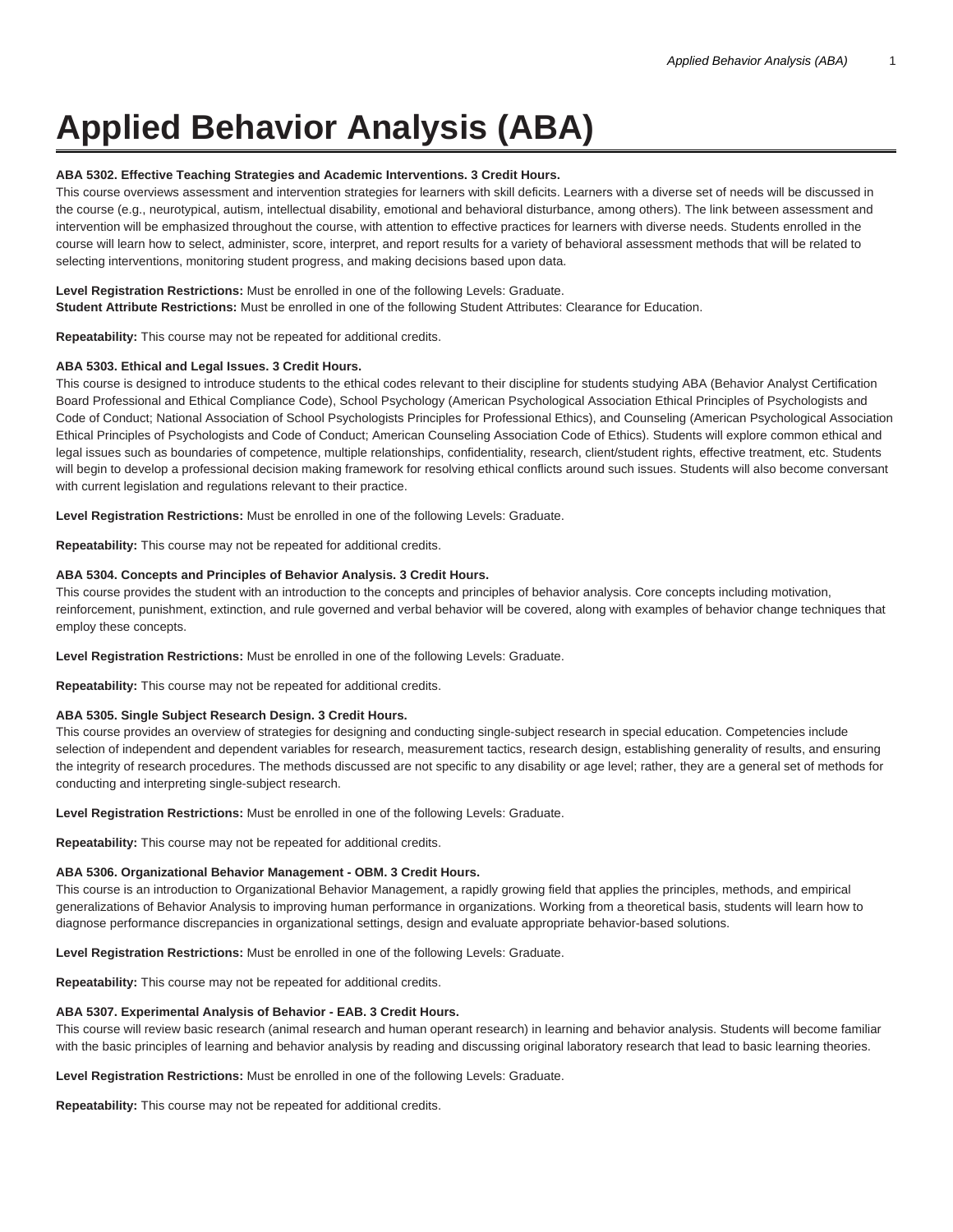# Applied Behavior Analysis (ABA)

**ABA 5302. Effective Teaching Strategies and Academic Interventions. 3 Credit Hours.**
This course overviews assessment and intervention strategies for learners with skill deficits. Learners with a diverse set of needs will be discussed in the course (e.g., neurotypical, autism, intellectual disability, emotional and behavioral disturbance, among others). The link between assessment and intervention will be emphasized throughout the course, with attention to effective practices for learners with diverse needs. Students enrolled in the course will learn how to select, administer, score, interpret, and report results for a variety of behavioral assessment methods that will be related to selecting interventions, monitoring student progress, and making decisions based upon data.

**Level Registration Restrictions:** Must be enrolled in one of the following Levels: Graduate.
**Student Attribute Restrictions:** Must be enrolled in one of the following Student Attributes: Clearance for Education.

**Repeatability:** This course may not be repeated for additional credits.

**ABA 5303. Ethical and Legal Issues. 3 Credit Hours.**
This course is designed to introduce students to the ethical codes relevant to their discipline for students studying ABA (Behavior Analyst Certification Board Professional and Ethical Compliance Code), School Psychology (American Psychological Association Ethical Principles of Psychologists and Code of Conduct; National Association of School Psychologists Principles for Professional Ethics), and Counseling (American Psychological Association Ethical Principles of Psychologists and Code of Conduct; American Counseling Association Code of Ethics). Students will explore common ethical and legal issues such as boundaries of competence, multiple relationships, confidentiality, research, client/student rights, effective treatment, etc. Students will begin to develop a professional decision making framework for resolving ethical conflicts around such issues. Students will also become conversant with current legislation and regulations relevant to their practice.

**Level Registration Restrictions:** Must be enrolled in one of the following Levels: Graduate.

**Repeatability:** This course may not be repeated for additional credits.

**ABA 5304. Concepts and Principles of Behavior Analysis. 3 Credit Hours.**
This course provides the student with an introduction to the concepts and principles of behavior analysis. Core concepts including motivation, reinforcement, punishment, extinction, and rule governed and verbal behavior will be covered, along with examples of behavior change techniques that employ these concepts.

**Level Registration Restrictions:** Must be enrolled in one of the following Levels: Graduate.

**Repeatability:** This course may not be repeated for additional credits.

**ABA 5305. Single Subject Research Design. 3 Credit Hours.**
This course provides an overview of strategies for designing and conducting single-subject research in special education. Competencies include selection of independent and dependent variables for research, measurement tactics, research design, establishing generality of results, and ensuring the integrity of research procedures. The methods discussed are not specific to any disability or age level; rather, they are a general set of methods for conducting and interpreting single-subject research.

**Level Registration Restrictions:** Must be enrolled in one of the following Levels: Graduate.

**Repeatability:** This course may not be repeated for additional credits.

**ABA 5306. Organizational Behavior Management - OBM. 3 Credit Hours.**
This course is an introduction to Organizational Behavior Management, a rapidly growing field that applies the principles, methods, and empirical generalizations of Behavior Analysis to improving human performance in organizations. Working from a theoretical basis, students will learn how to diagnose performance discrepancies in organizational settings, design and evaluate appropriate behavior-based solutions.

**Level Registration Restrictions:** Must be enrolled in one of the following Levels: Graduate.

**Repeatability:** This course may not be repeated for additional credits.

**ABA 5307. Experimental Analysis of Behavior - EAB. 3 Credit Hours.**
This course will review basic research (animal research and human operant research) in learning and behavior analysis. Students will become familiar with the basic principles of learning and behavior analysis by reading and discussing original laboratory research that lead to basic learning theories.

**Level Registration Restrictions:** Must be enrolled in one of the following Levels: Graduate.

**Repeatability:** This course may not be repeated for additional credits.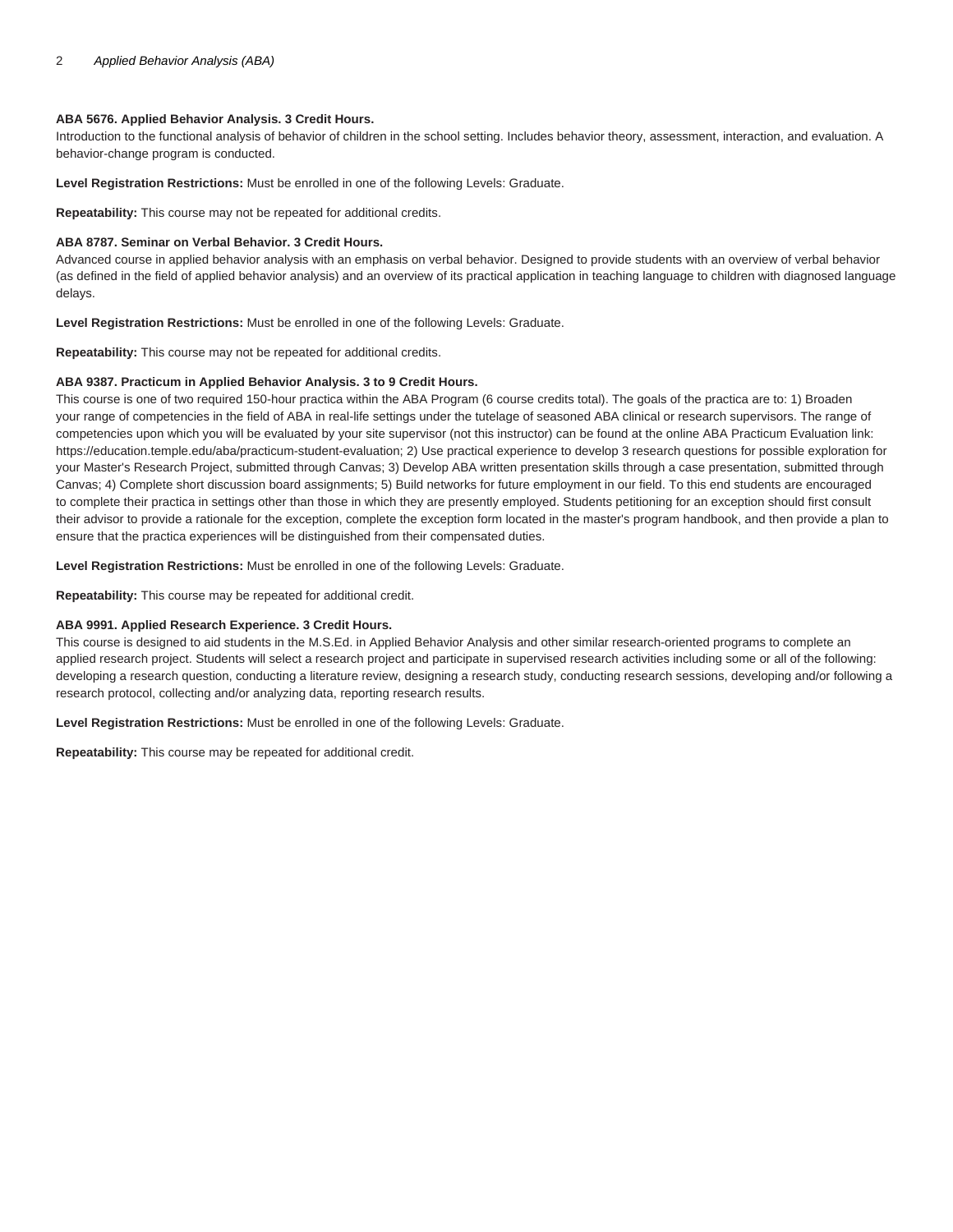**ABA 5676. Applied Behavior Analysis. 3 Credit Hours.**
Introduction to the functional analysis of behavior of children in the school setting. Includes behavior theory, assessment, interaction, and evaluation. A behavior-change program is conducted.

**Level Registration Restrictions:** Must be enrolled in one of the following Levels: Graduate.

**Repeatability:** This course may not be repeated for additional credits.

**ABA 8787. Seminar on Verbal Behavior. 3 Credit Hours.**
Advanced course in applied behavior analysis with an emphasis on verbal behavior. Designed to provide students with an overview of verbal behavior (as defined in the field of applied behavior analysis) and an overview of its practical application in teaching language to children with diagnosed language delays.

**Level Registration Restrictions:** Must be enrolled in one of the following Levels: Graduate.

**Repeatability:** This course may not be repeated for additional credits.

**ABA 9387. Practicum in Applied Behavior Analysis. 3 to 9 Credit Hours.**
This course is one of two required 150-hour practica within the ABA Program (6 course credits total). The goals of the practica are to: 1) Broaden your range of competencies in the field of ABA in real-life settings under the tutelage of seasoned ABA clinical or research supervisors. The range of competencies upon which you will be evaluated by your site supervisor (not this instructor) can be found at the online ABA Practicum Evaluation link: https://education.temple.edu/aba/practicum-student-evaluation; 2) Use practical experience to develop 3 research questions for possible exploration for your Master's Research Project, submitted through Canvas; 3) Develop ABA written presentation skills through a case presentation, submitted through Canvas; 4) Complete short discussion board assignments; 5) Build networks for future employment in our field. To this end students are encouraged to complete their practica in settings other than those in which they are presently employed. Students petitioning for an exception should first consult their advisor to provide a rationale for the exception, complete the exception form located in the master's program handbook, and then provide a plan to ensure that the practica experiences will be distinguished from their compensated duties.

**Level Registration Restrictions:** Must be enrolled in one of the following Levels: Graduate.

**Repeatability:** This course may be repeated for additional credit.

**ABA 9991. Applied Research Experience. 3 Credit Hours.**
This course is designed to aid students in the M.S.Ed. in Applied Behavior Analysis and other similar research-oriented programs to complete an applied research project. Students will select a research project and participate in supervised research activities including some or all of the following: developing a research question, conducting a literature review, designing a research study, conducting research sessions, developing and/or following a research protocol, collecting and/or analyzing data, reporting research results.

**Level Registration Restrictions:** Must be enrolled in one of the following Levels: Graduate.

**Repeatability:** This course may be repeated for additional credit.